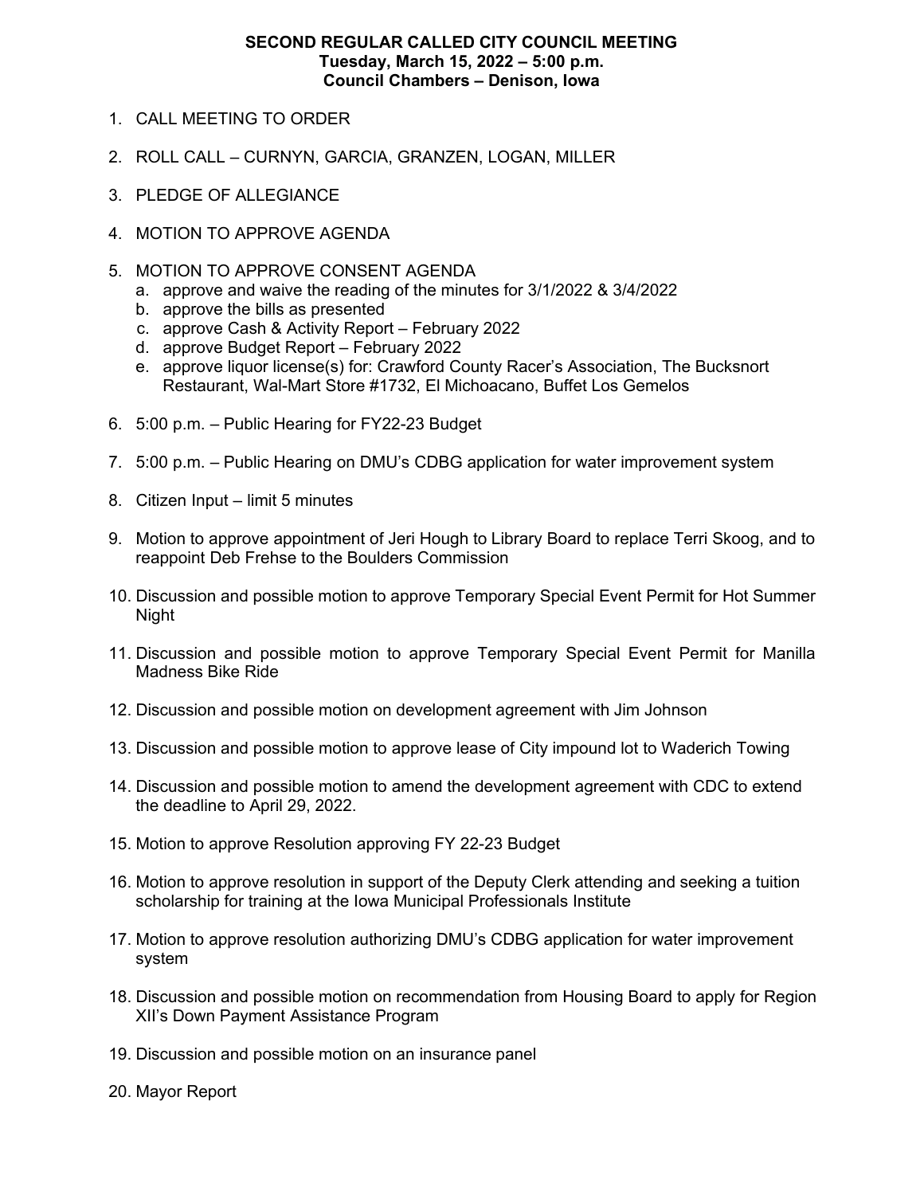**SECOND REGULAR CALLED CITY COUNCIL MEETING**
**Tuesday, March 15, 2022 – 5:00 p.m.**
**Council Chambers – Denison, Iowa**

1. CALL MEETING TO ORDER

2. ROLL CALL – CURNYN, GARCIA, GRANZEN, LOGAN, MILLER

3. PLEDGE OF ALLEGIANCE

4. MOTION TO APPROVE AGENDA

5. MOTION TO APPROVE CONSENT AGENDA
   a. approve and waive the reading of the minutes for 3/1/2022 & 3/4/2022
   b. approve the bills as presented
   c. approve Cash & Activity Report – February 2022
   d. approve Budget Report – February 2022
   e. approve liquor license(s) for: Crawford County Racer's Association, The Bucksnort Restaurant, Wal-Mart Store #1732, El Michoacano, Buffet Los Gemelos

6. 5:00 p.m. – Public Hearing for FY22-23 Budget

7. 5:00 p.m. – Public Hearing on DMU's CDBG application for water improvement system

8. Citizen Input – limit 5 minutes

9. Motion to approve appointment of Jeri Hough to Library Board to replace Terri Skoog, and to reappoint Deb Frehse to the Boulders Commission

10. Discussion and possible motion to approve Temporary Special Event Permit for Hot Summer Night

11. Discussion and possible motion to approve Temporary Special Event Permit for Manilla Madness Bike Ride

12. Discussion and possible motion on development agreement with Jim Johnson

13. Discussion and possible motion to approve lease of City impound lot to Waderich Towing

14. Discussion and possible motion to amend the development agreement with CDC to extend the deadline to April 29, 2022.

15. Motion to approve Resolution approving FY 22-23 Budget

16. Motion to approve resolution in support of the Deputy Clerk attending and seeking a tuition scholarship for training at the Iowa Municipal Professionals Institute

17. Motion to approve resolution authorizing DMU's CDBG application for water improvement system

18. Discussion and possible motion on recommendation from Housing Board to apply for Region XII's Down Payment Assistance Program

19. Discussion and possible motion on an insurance panel

20. Mayor Report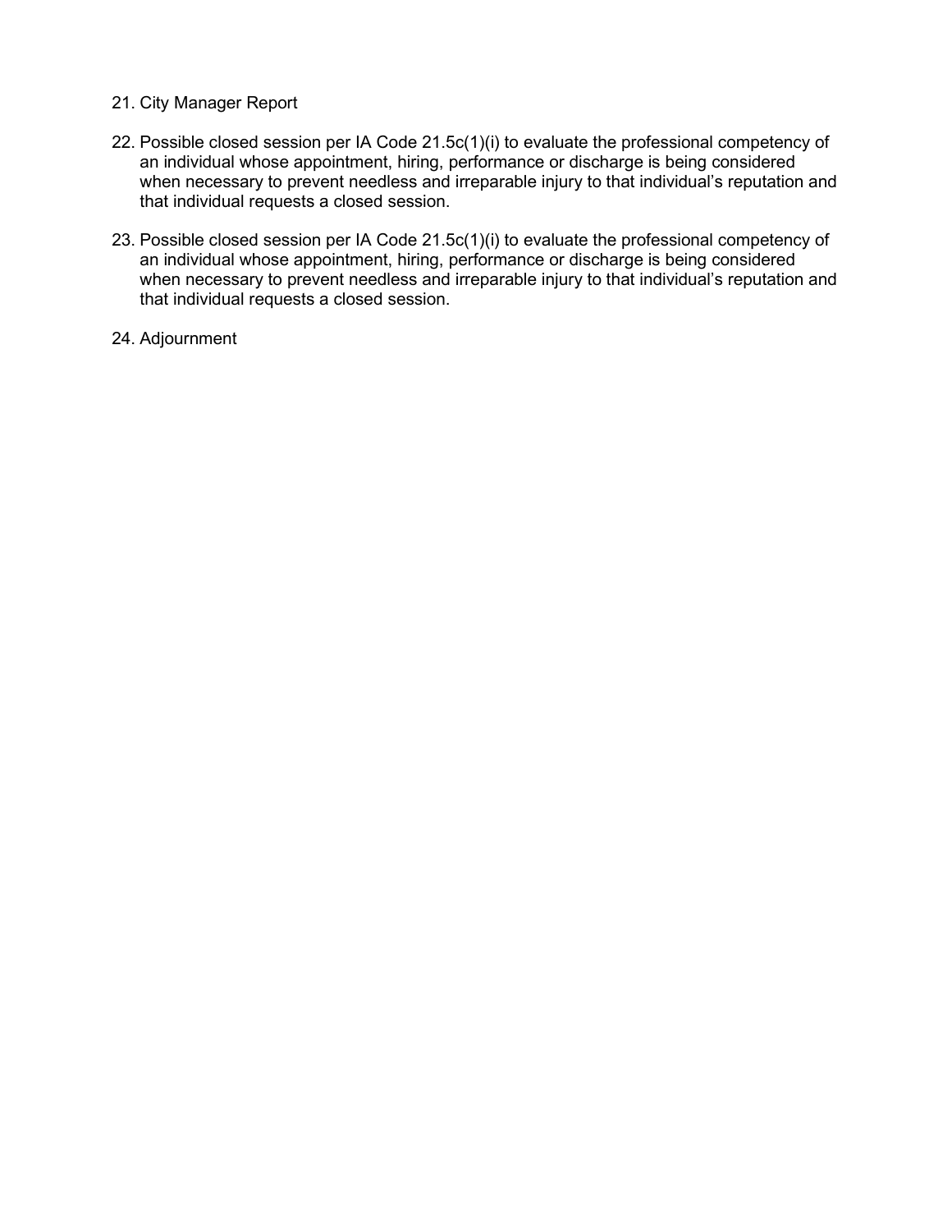21. City Manager Report

22. Possible closed session per IA Code 21.5c(1)(i) to evaluate the professional competency of an individual whose appointment, hiring, performance or discharge is being considered when necessary to prevent needless and irreparable injury to that individual's reputation and that individual requests a closed session.

23. Possible closed session per IA Code 21.5c(1)(i) to evaluate the professional competency of an individual whose appointment, hiring, performance or discharge is being considered when necessary to prevent needless and irreparable injury to that individual's reputation and that individual requests a closed session.

24. Adjournment